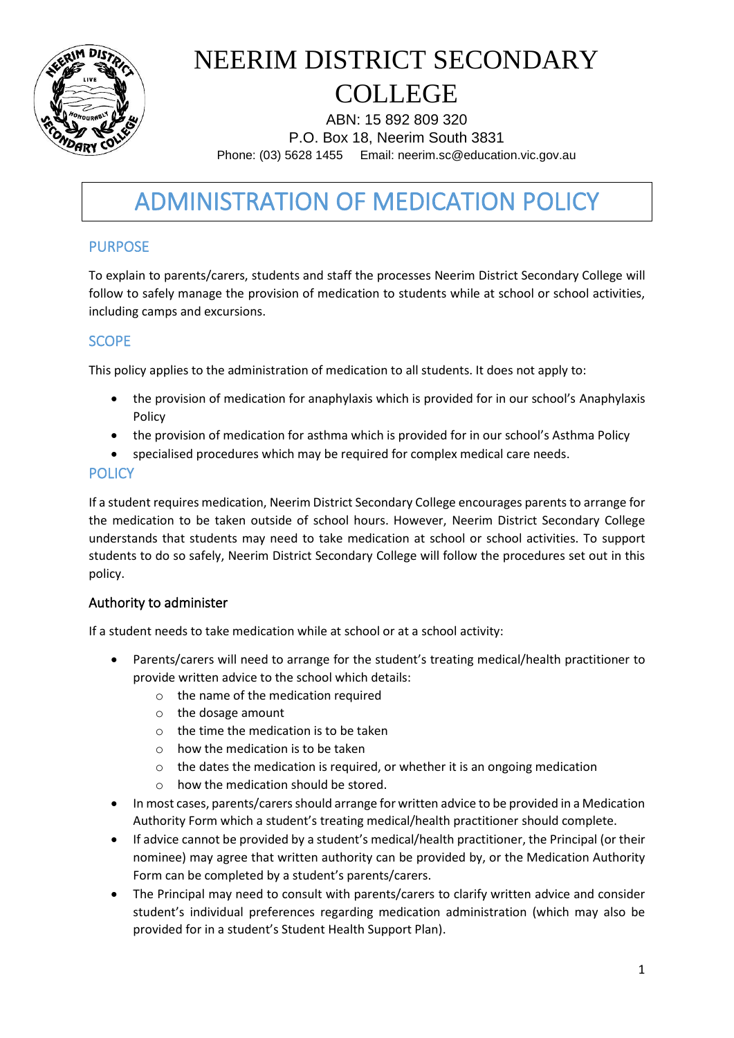# NEERIM DISTRICT SECONDARY COLLEGE

ABN: 15 892 809 320
P.O. Box 18, Neerim South 3831
Phone: (03) 5628 1455 Email: neerim.sc@education.vic.gov.au

# ADMINISTRATION OF MEDICATION POLICY

## PURPOSE

To explain to parents/carers, students and staff the processes Neerim District Secondary College will follow to safely manage the provision of medication to students while at school or school activities, including camps and excursions.

## SCOPE

This policy applies to the administration of medication to all students. It does not apply to:

- the provision of medication for anaphylaxis which is provided for in our school's Anaphylaxis Policy
- the provision of medication for asthma which is provided for in our school's Asthma Policy
- specialised procedures which may be required for complex medical care needs.

## POLICY

If a student requires medication, Neerim District Secondary College encourages parents to arrange for the medication to be taken outside of school hours. However, Neerim District Secondary College understands that students may need to take medication at school or school activities. To support students to do so safely, Neerim District Secondary College will follow the procedures set out in this policy.

### Authority to administer

If a student needs to take medication while at school or at a school activity:

- Parents/carers will need to arrange for the student's treating medical/health practitioner to provide written advice to the school which details:
  - the name of the medication required
  - the dosage amount
  - the time the medication is to be taken
  - how the medication is to be taken
  - the dates the medication is required, or whether it is an ongoing medication
  - how the medication should be stored.
- In most cases, parents/carers should arrange for written advice to be provided in a Medication Authority Form which a student's treating medical/health practitioner should complete.
- If advice cannot be provided by a student's medical/health practitioner, the Principal (or their nominee) may agree that written authority can be provided by, or the Medication Authority Form can be completed by a student's parents/carers.
- The Principal may need to consult with parents/carers to clarify written advice and consider student's individual preferences regarding medication administration (which may also be provided for in a student's Student Health Support Plan).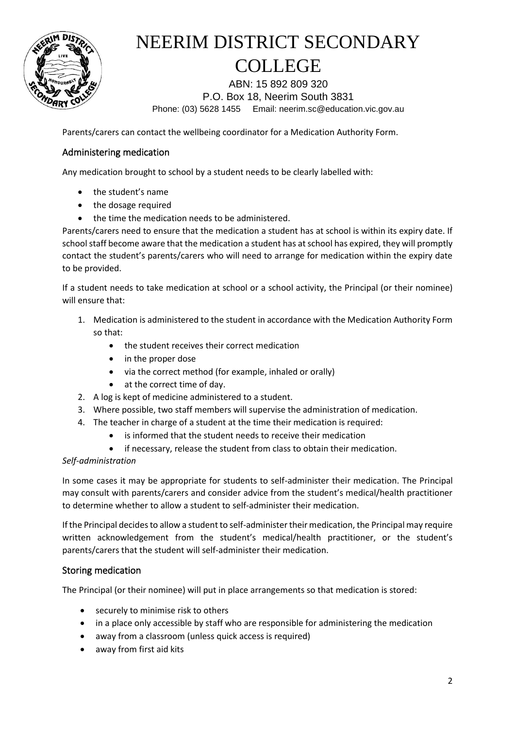Parents/carers can contact the wellbeing coordinator for a Medication Authority Form.

## Administering medication

Any medication brought to school by a student needs to be clearly labelled with:

- the student's name
- the dosage required
- the time the medication needs to be administered.

Parents/carers need to ensure that the medication a student has at school is within its expiry date. If school staff become aware that the medication a student has at school has expired, they will promptly contact the student's parents/carers who will need to arrange for medication within the expiry date to be provided.

If a student needs to take medication at school or a school activity, the Principal (or their nominee) will ensure that:

1. Medication is administered to the student in accordance with the Medication Authority Form so that:
   - the student receives their correct medication
   - in the proper dose
   - via the correct method (for example, inhaled or orally)
   - at the correct time of day.
2. A log is kept of medicine administered to a student.
3. Where possible, two staff members will supervise the administration of medication.
4. The teacher in charge of a student at the time their medication is required:
   - is informed that the student needs to receive their medication
   - if necessary, release the student from class to obtain their medication.

*Self-administration*

In some cases it may be appropriate for students to self-administer their medication. The Principal may consult with parents/carers and consider advice from the student's medical/health practitioner to determine whether to allow a student to self-administer their medication.

If the Principal decides to allow a student to self-administer their medication, the Principal may require written acknowledgement from the student's medical/health practitioner, or the student's parents/carers that the student will self-administer their medication.

## Storing medication

The Principal (or their nominee) will put in place arrangements so that medication is stored:

- securely to minimise risk to others
- in a place only accessible by staff who are responsible for administering the medication
- away from a classroom (unless quick access is required)
- away from first aid kits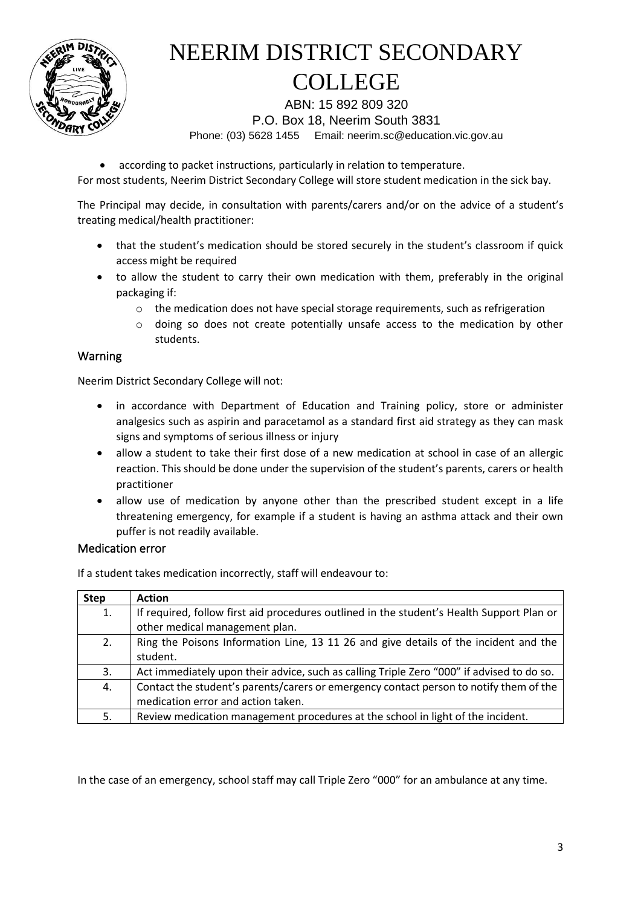- according to packet instructions, particularly in relation to temperature.

For most students, Neerim District Secondary College will store student medication in the sick bay.

The Principal may decide, in consultation with parents/carers and/or on the advice of a student's treating medical/health practitioner:

- that the student's medication should be stored securely in the student's classroom if quick access might be required
- to allow the student to carry their own medication with them, preferably in the original packaging if:
  - the medication does not have special storage requirements, such as refrigeration
  - doing so does not create potentially unsafe access to the medication by other students.

## Warning

Neerim District Secondary College will not:

- in accordance with Department of Education and Training policy, store or administer analgesics such as aspirin and paracetamol as a standard first aid strategy as they can mask signs and symptoms of serious illness or injury
- allow a student to take their first dose of a new medication at school in case of an allergic reaction. This should be done under the supervision of the student's parents, carers or health practitioner
- allow use of medication by anyone other than the prescribed student except in a life threatening emergency, for example if a student is having an asthma attack and their own puffer is not readily available.

## Medication error

If a student takes medication incorrectly, staff will endeavour to:

| Step | Action |
|---|---|
| 1. | If required, follow first aid procedures outlined in the student's Health Support Plan or other medical management plan. |
| 2. | Ring the Poisons Information Line, 13 11 26 and give details of the incident and the student. |
| 3. | Act immediately upon their advice, such as calling Triple Zero "000" if advised to do so. |
| 4. | Contact the student's parents/carers or emergency contact person to notify them of the medication error and action taken. |
| 5. | Review medication management procedures at the school in light of the incident. |

In the case of an emergency, school staff may call Triple Zero "000" for an ambulance at any time.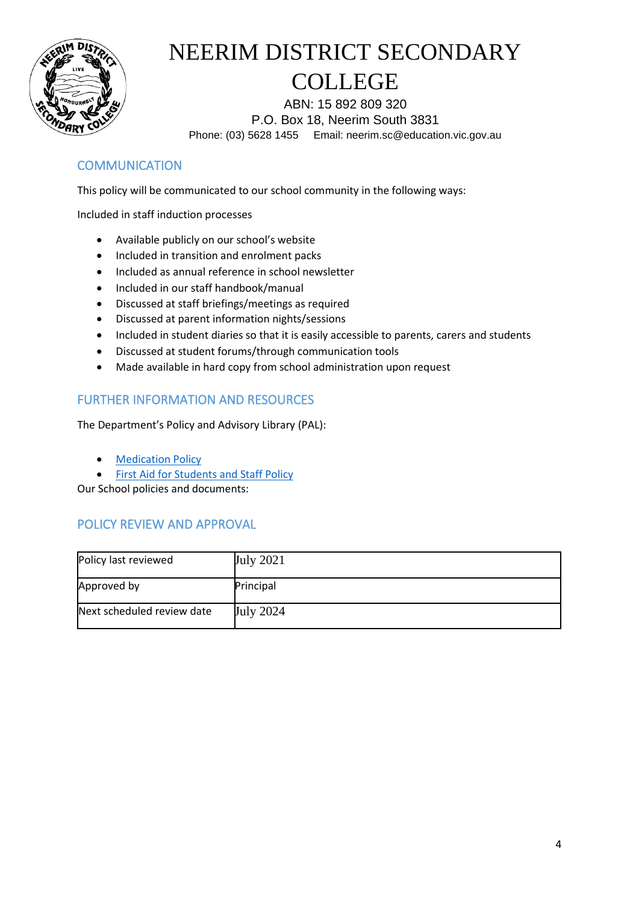# NEERIM DISTRICT SECONDARY COLLEGE

ABN: 15 892 809 320
P.O. Box 18, Neerim South 3831
Phone: (03) 5628 1455 Email: neerim.sc@education.vic.gov.au

## COMMUNICATION

This policy will be communicated to our school community in the following ways:

Included in staff induction processes

- Available publicly on our school's website
- Included in transition and enrolment packs
- Included as annual reference in school newsletter
- Included in our staff handbook/manual
- Discussed at staff briefings/meetings as required
- Discussed at parent information nights/sessions
- Included in student diaries so that it is easily accessible to parents, carers and students
- Discussed at student forums/through communication tools
- Made available in hard copy from school administration upon request

## FURTHER INFORMATION AND RESOURCES

The Department's Policy and Advisory Library (PAL):

- Medication Policy
- First Aid for Students and Staff Policy

Our School policies and documents:

## POLICY REVIEW AND APPROVAL

| | |
|---|---|
| Policy last reviewed | July 2021 |
| Approved by | Principal |
| Next scheduled review date | July 2024 |